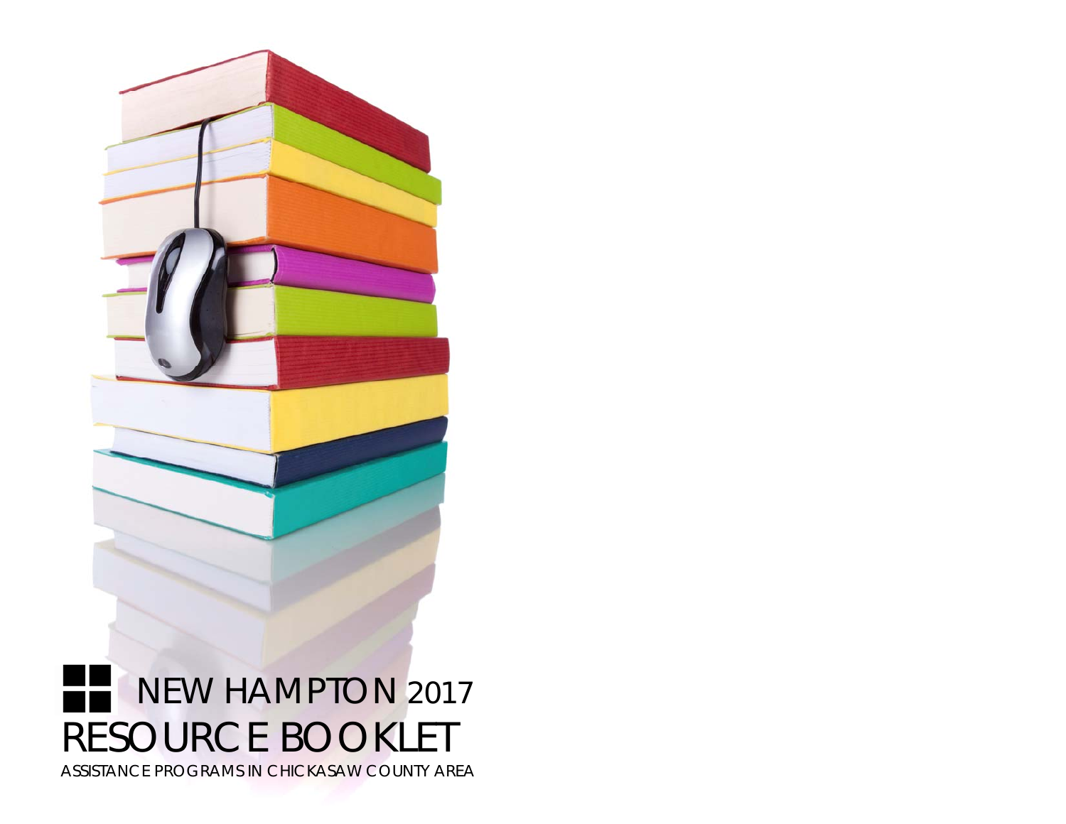# NEW HAMPTON 2017 RESOURCE BOOKLET

ASSISTANCE PROGRAMS IN CHICKASAW COUNTY AREA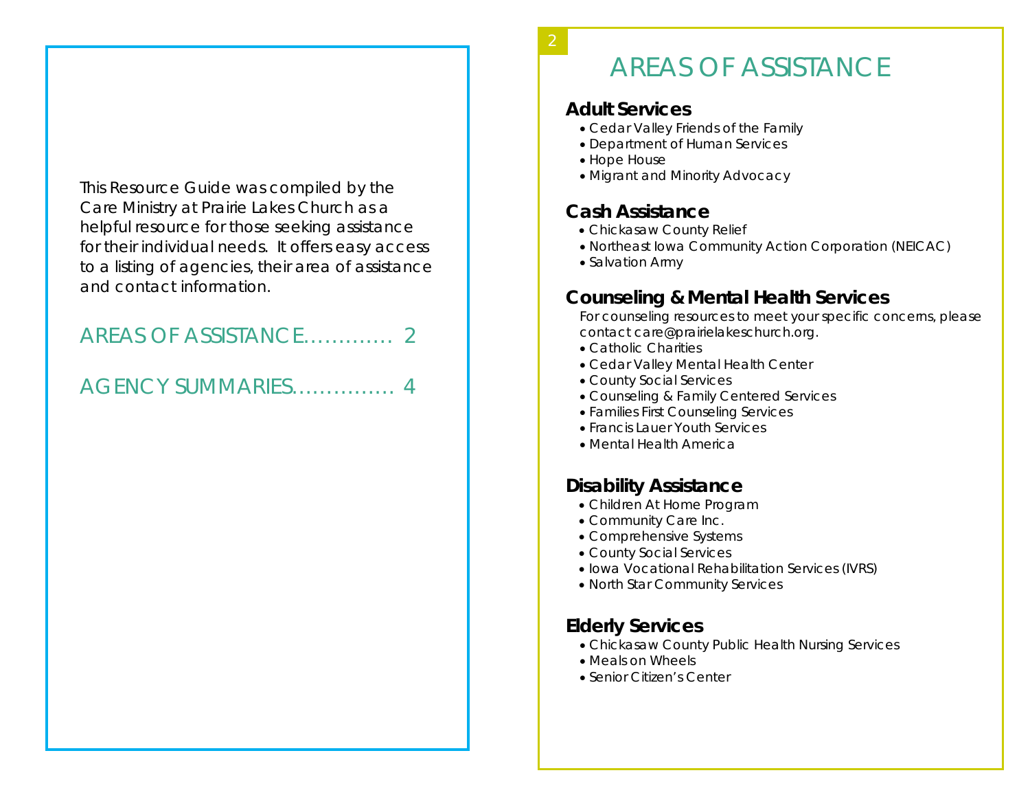This Resource Guide was compiled by the Care Ministry at Prairie Lakes Church as a helpful resource for those seeking assistance for their individual needs. It offers easy access to a listing of agencies, their area of assistance and contact information.

AREAS OF ASSISTANCE............. 2

AGENCY SUMMARIES............... 4

# AREAS OF ASSISTANCE

## Adult Services

- Cedar Valley Friends of the Family
- Department of Human Services
- Hope House
- Migrant and Minority Advocacy

## Cash Assistance

- Chickasaw County Relief
- Northeast Iowa Community Action Corporation (NEICAC)
- Salvation Army

## Counseling & Mental Health Services

For counseling resources to meet your specific concerns, please contact care@prairielakeschurch.org.

- Catholic Charities
- Cedar Valley Mental Health Center
- County Social Services
- Counseling & Family Centered Services
- Families First Counseling Services
- Francis Lauer Youth Services
- Mental Health America

## Disability Assistance

- Children At Home Program
- Community Care Inc.
- Comprehensive Systems
- County Social Services
- Iowa Vocational Rehabilitation Services (IVRS)
- North Star Community Services

## Elderly Services

- Chickasaw County Public Health Nursing Services
- Meals on Wheels
- Senior Citizen's Center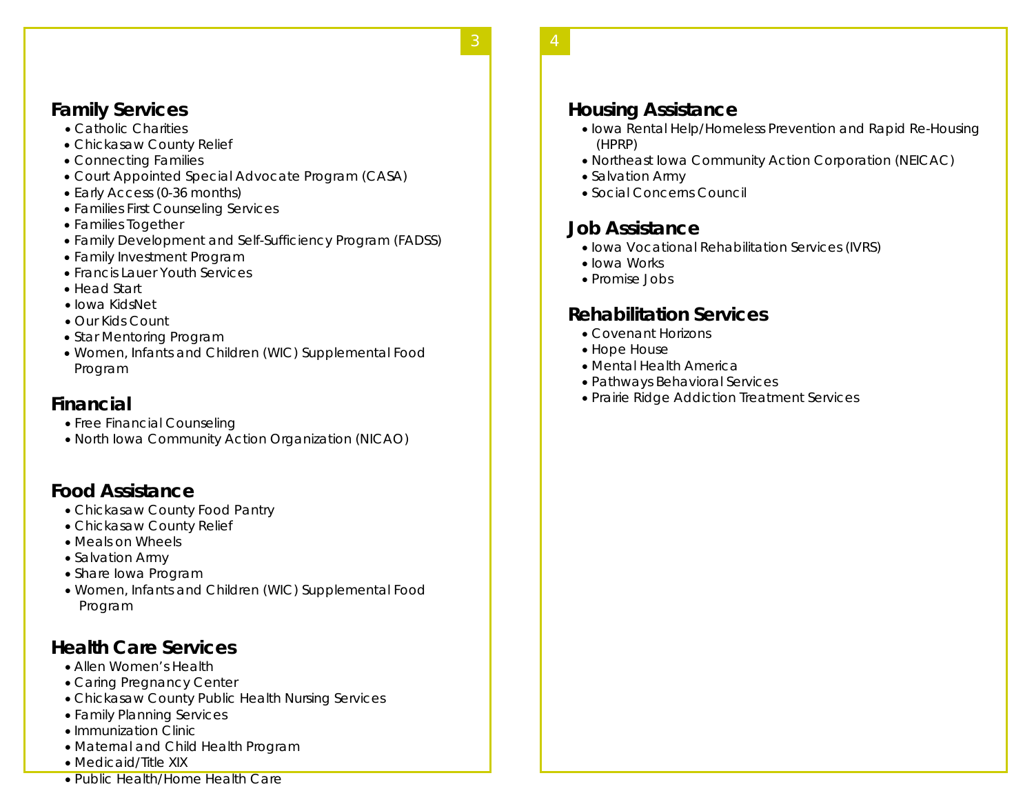## Family Services

- Catholic Charities
- Chickasaw County Relief
- Connecting Families
- Court Appointed Special Advocate Program (CASA)
- Early Access (0-36 months)
- Families First Counseling Services
- Families Together
- Family Development and Self-Sufficiency Program (FADSS)
- Family Investment Program
- Francis Lauer Youth Services
- Head Start
- Iowa KidsNet
- Our Kids Count
- Star Mentoring Program
- Women, Infants and Children (WIC) Supplemental Food Program

## Financial

- Free Financial Counseling
- North Iowa Community Action Organization (NICAO)

## Food Assistance

- Chickasaw County Food Pantry
- Chickasaw County Relief
- Meals on Wheels
- Salvation Army
- Share Iowa Program
- Women, Infants and Children (WIC) Supplemental Food Program

## Health Care Services

- Allen Women's Health
- Caring Pregnancy Center
- Chickasaw County Public Health Nursing Services
- Family Planning Services
- Immunization Clinic
- Maternal and Child Health Program
- Medicaid/Title XIX
- Public Health/Home Health Care

## Housing Assistance

- Iowa Rental Help/Homeless Prevention and Rapid Re-Housing (HPRP)
- Northeast Iowa Community Action Corporation (NEICAC)
- Salvation Army
- Social Concerns Council

## Job Assistance

- Iowa Vocational Rehabilitation Services (IVRS)
- Iowa Works
- Promise Jobs

## Rehabilitation Services

- Covenant Horizons
- Hope House
- Mental Health America
- Pathways Behavioral Services
- Prairie Ridge Addiction Treatment Services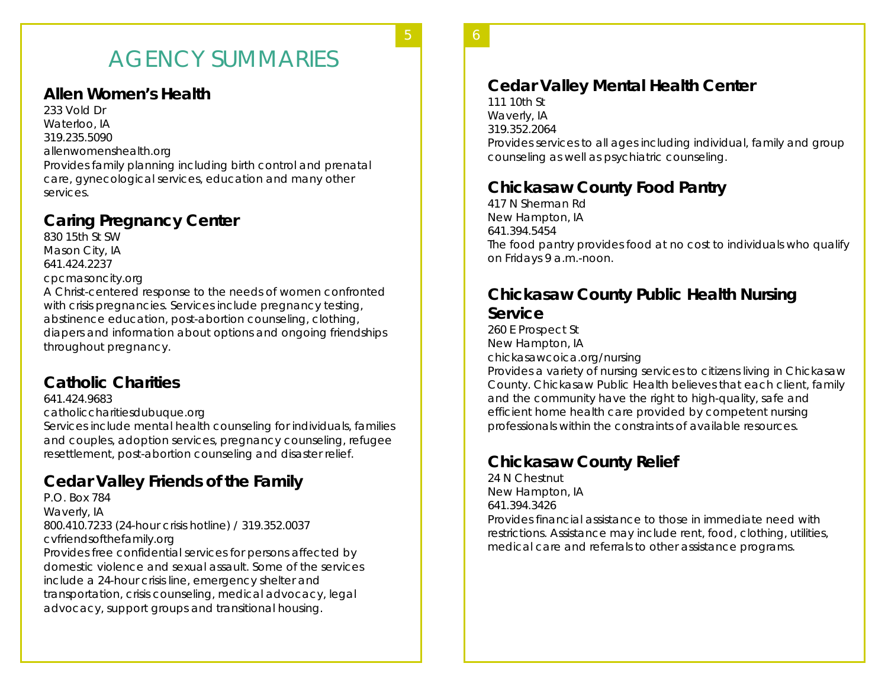# AGENCY SUMMARIES

## Allen Women's Health

233 Vold Dr
Waterloo, IA
319.235.5090
allenwomenshealth.org
Provides family planning including birth control and prenatal care, gynecological services, education and many other services.

## Caring Pregnancy Center

830 15th St SW
Mason City, IA
641.424.2237
cpcmasoncity.org
A Christ-centered response to the needs of women confronted with crisis pregnancies. Services include pregnancy testing, abstinence education, post-abortion counseling, clothing, diapers and information about options and ongoing friendships throughout pregnancy.

## Catholic Charities

641.424.9683
catholiccharitiesdubuque.org
Services include mental health counseling for individuals, families and couples, adoption services, pregnancy counseling, refugee resettlement, post-abortion counseling and disaster relief.

## Cedar Valley Friends of the Family

P.O. Box 784
Waverly, IA
800.410.7233 (24-hour crisis hotline) / 319.352.0037
cvfriendsofthefamily.org
Provides free confidential services for persons affected by domestic violence and sexual assault. Some of the services include a 24-hour crisis line, emergency shelter and transportation, crisis counseling, medical advocacy, legal advocacy, support groups and transitional housing.

## Cedar Valley Mental Health Center

111 10th St
Waverly, IA
319.352.2064
Provides services to all ages including individual, family and group counseling as well as psychiatric counseling.

## Chickasaw County Food Pantry

417 N Sherman Rd
New Hampton, IA
641.394.5454
The food pantry provides food at no cost to individuals who qualify on Fridays 9 a.m.-noon.

## Chickasaw County Public Health Nursing Service

260 E Prospect St
New Hampton, IA
chickasawcoica.org/nursing
Provides a variety of nursing services to citizens living in Chickasaw County. Chickasaw Public Health believes that each client, family and the community have the right to high-quality, safe and efficient home health care provided by competent nursing professionals within the constraints of available resources.

## Chickasaw County Relief

24 N Chestnut
New Hampton, IA
641.394.3426
Provides financial assistance to those in immediate need with restrictions. Assistance may include rent, food, clothing, utilities, medical care and referrals to other assistance programs.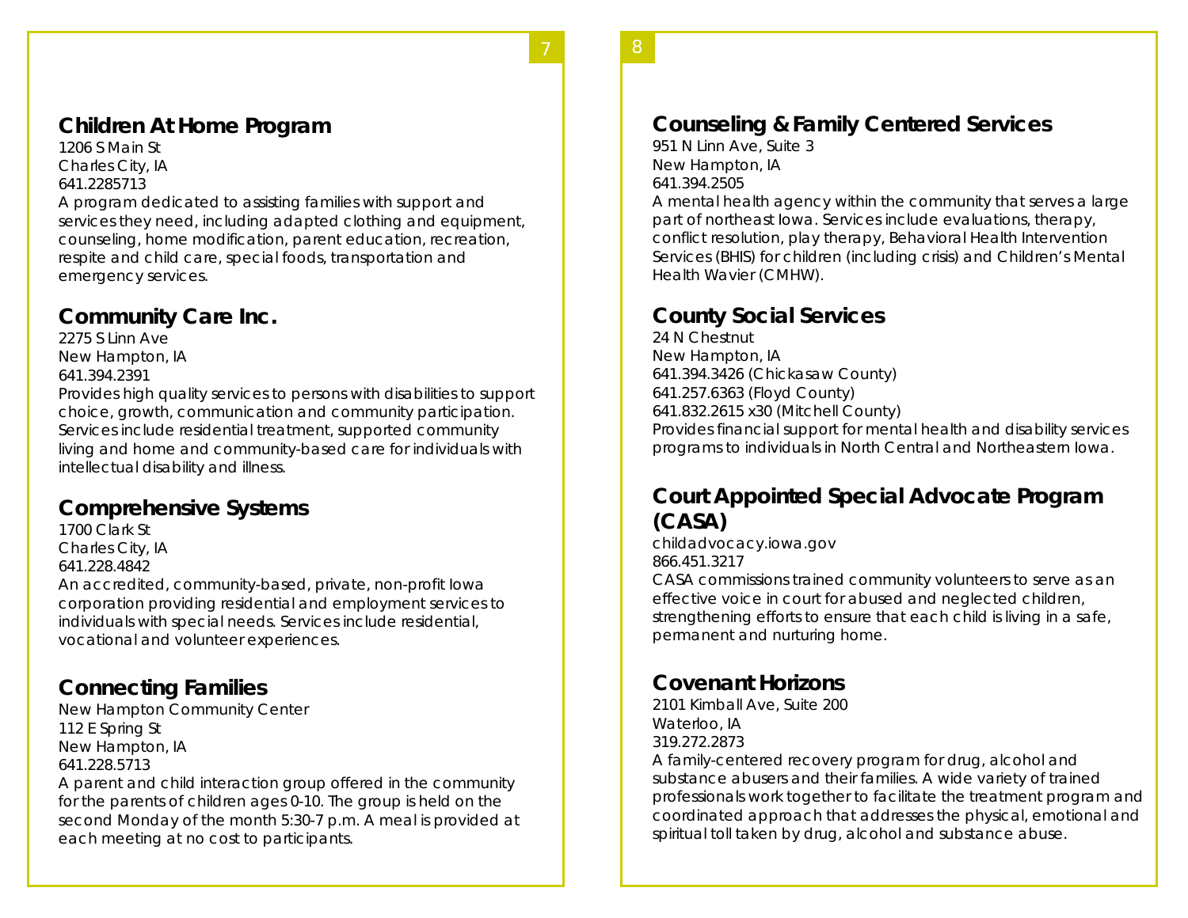## Children At Home Program

1206 S Main St
Charles City, IA
641.2285713

A program dedicated to assisting families with support and services they need, including adapted clothing and equipment, counseling, home modification, parent education, recreation, respite and child care, special foods, transportation and emergency services.

## Community Care Inc.

2275 S Linn Ave
New Hampton, IA
641.394.2391

Provides high quality services to persons with disabilities to support choice, growth, communication and community participation. Services include residential treatment, supported community living and home and community-based care for individuals with intellectual disability and illness.

## Comprehensive Systems

1700 Clark St
Charles City, IA
641.228.4842

An accredited, community-based, private, non-profit Iowa corporation providing residential and employment services to individuals with special needs. Services include residential, vocational and volunteer experiences.

## Connecting Families

New Hampton Community Center
112 E Spring St
New Hampton, IA
641.228.5713

A parent and child interaction group offered in the community for the parents of children ages 0-10. The group is held on the second Monday of the month 5:30-7 p.m. A meal is provided at each meeting at no cost to participants.

## Counseling & Family Centered Services

951 N Linn Ave, Suite 3
New Hampton, IA
641.394.2505

A mental health agency within the community that serves a large part of northeast Iowa. Services include evaluations, therapy, conflict resolution, play therapy, Behavioral Health Intervention Services (BHIS) for children (including crisis) and Children's Mental Health Wavier (CMHW).

## County Social Services

24 N Chestnut
New Hampton, IA
641.394.3426 (Chickasaw County)
641.257.6363 (Floyd County)
641.832.2615 x30 (Mitchell County)

Provides financial support for mental health and disability services programs to individuals in North Central and Northeastern Iowa.

## Court Appointed Special Advocate Program (CASA)

childadvocacy.iowa.gov
866.451.3217

CASA commissions trained community volunteers to serve as an effective voice in court for abused and neglected children, strengthening efforts to ensure that each child is living in a safe, permanent and nurturing home.

## Covenant Horizons

2101 Kimball Ave, Suite 200
Waterloo, IA
319.272.2873

A family-centered recovery program for drug, alcohol and substance abusers and their families. A wide variety of trained professionals work together to facilitate the treatment program and coordinated approach that addresses the physical, emotional and spiritual toll taken by drug, alcohol and substance abuse.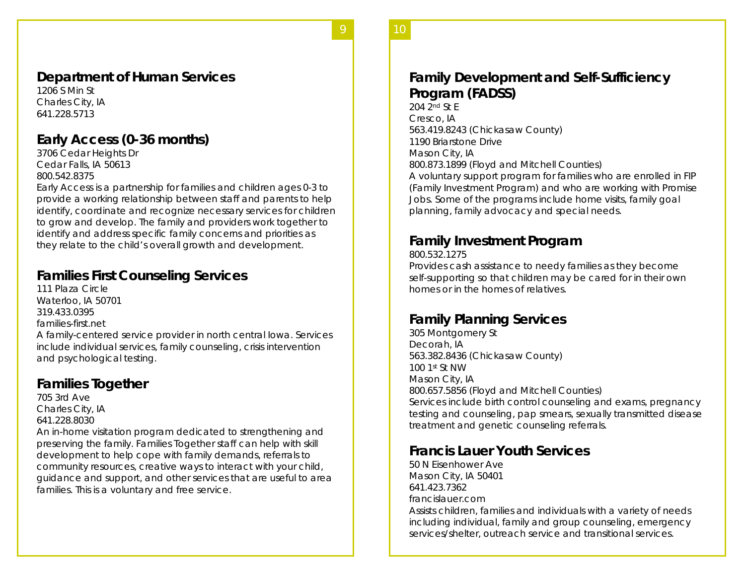## Department of Human Services

1206 S Min St
Charles City, IA
641.228.5713

## Early Access (0-36 months)

3706 Cedar Heights Dr
Cedar Falls, IA 50613
800.542.8375
Early Access is a partnership for families and children ages 0-3 to provide a working relationship between staff and parents to help identify, coordinate and recognize necessary services for children to grow and develop. The family and providers work together to identify and address specific family concerns and priorities as they relate to the child's overall growth and development.

## Families First Counseling Services

111 Plaza Circle
Waterloo, IA 50701
319.433.0395
families-first.net
A family-centered service provider in north central Iowa. Services include individual services, family counseling, crisis intervention and psychological testing.

## Families Together

705 3rd Ave
Charles City, IA
641.228.8030
An in-home visitation program dedicated to strengthening and preserving the family. Families Together staff can help with skill development to help cope with family demands, referrals to community resources, creative ways to interact with your child, guidance and support, and other services that are useful to area families. This is a voluntary and free service.

## Family Development and Self-Sufficiency Program (FADSS)

204 2nd St E
Cresco, IA
563.419.8243 (Chickasaw County)
1190 Briarstone Drive
Mason City, IA
800.873.1899 (Floyd and Mitchell Counties)
A voluntary support program for families who are enrolled in FIP (Family Investment Program) and who are working with Promise Jobs. Some of the programs include home visits, family goal planning, family advocacy and special needs.

## Family Investment Program

800.532.1275
Provides cash assistance to needy families as they become self-supporting so that children may be cared for in their own homes or in the homes of relatives.

## Family Planning Services

305 Montgomery St
Decorah, IA
563.382.8436 (Chickasaw County)
100 1st St NW
Mason City, IA
800.657.5856 (Floyd and Mitchell Counties)
Services include birth control counseling and exams, pregnancy testing and counseling, pap smears, sexually transmitted disease treatment and genetic counseling referrals.

## Francis Lauer Youth Services

50 N Eisenhower Ave
Mason City, IA 50401
641.423.7362
francislauer.com
Assists children, families and individuals with a variety of needs including individual, family and group counseling, emergency services/shelter, outreach service and transitional services.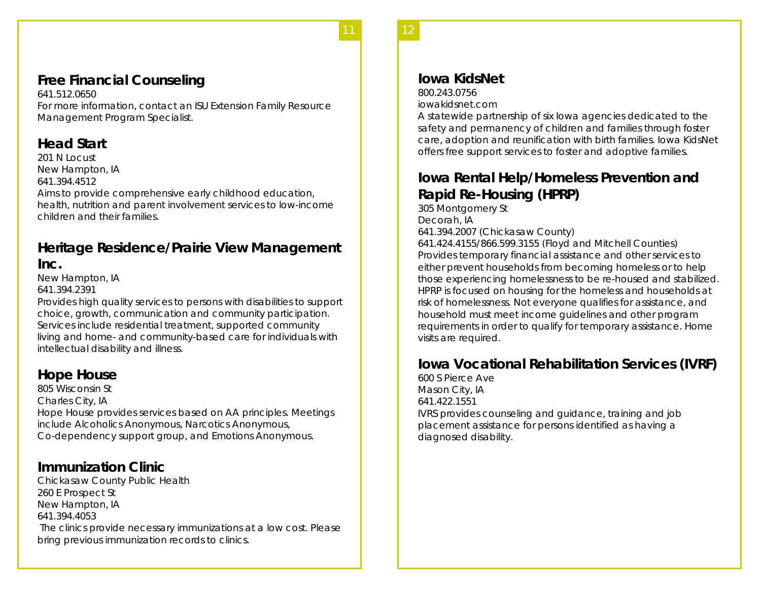## Free Financial Counseling

641.512.0650
For more information, contact an ISU Extension Family Resource Management Program Specialist.

## Head Start

201 N Locust
New Hampton, IA
641.394.4512
Aims to provide comprehensive early childhood education, health, nutrition and parent involvement services to low-income children and their families.

## Heritage Residence/Prairie View Management Inc.

New Hampton, IA
641.394.2391
Provides high quality services to persons with disabilities to support choice, growth, communication and community participation. Services include residential treatment, supported community living and home- and community-based care for individuals with intellectual disability and illness.

## Hope House

805 Wisconsin St
Charles City, IA
Hope House provides services based on AA principles. Meetings include Alcoholics Anonymous, Narcotics Anonymous, Co-dependency support group, and Emotions Anonymous.

## Immunization Clinic

Chickasaw County Public Health
260 E Prospect St
New Hampton, IA
641.394.4053
The clinics provide necessary immunizations at a low cost. Please bring previous immunization records to clinics.

## Iowa KidsNet

800.243.0756
iowakidsnet.com
A statewide partnership of six Iowa agencies dedicated to the safety and permanency of children and families through foster care, adoption and reunification with birth families. Iowa KidsNet offers free support services to foster and adoptive families.

## Iowa Rental Help/Homeless Prevention and Rapid Re-Housing (HPRP)

305 Montgomery St
Decorah, IA
641.394.2007 (Chickasaw County)
641.424.4155/866.599.3155 (Floyd and Mitchell Counties)
Provides temporary financial assistance and other services to either prevent households from becoming homeless or to help those experiencing homelessness to be re-housed and stabilized. HPRP is focused on housing for the homeless and households at risk of homelessness. Not everyone qualifies for assistance, and household must meet income guidelines and other program requirements in order to qualify for temporary assistance. Home visits are required.

## Iowa Vocational Rehabilitation Services (IVRF)

600 S Pierce Ave
Mason City, IA
641.422.1551
IVRS provides counseling and guidance, training and job placement assistance for persons identified as having a diagnosed disability.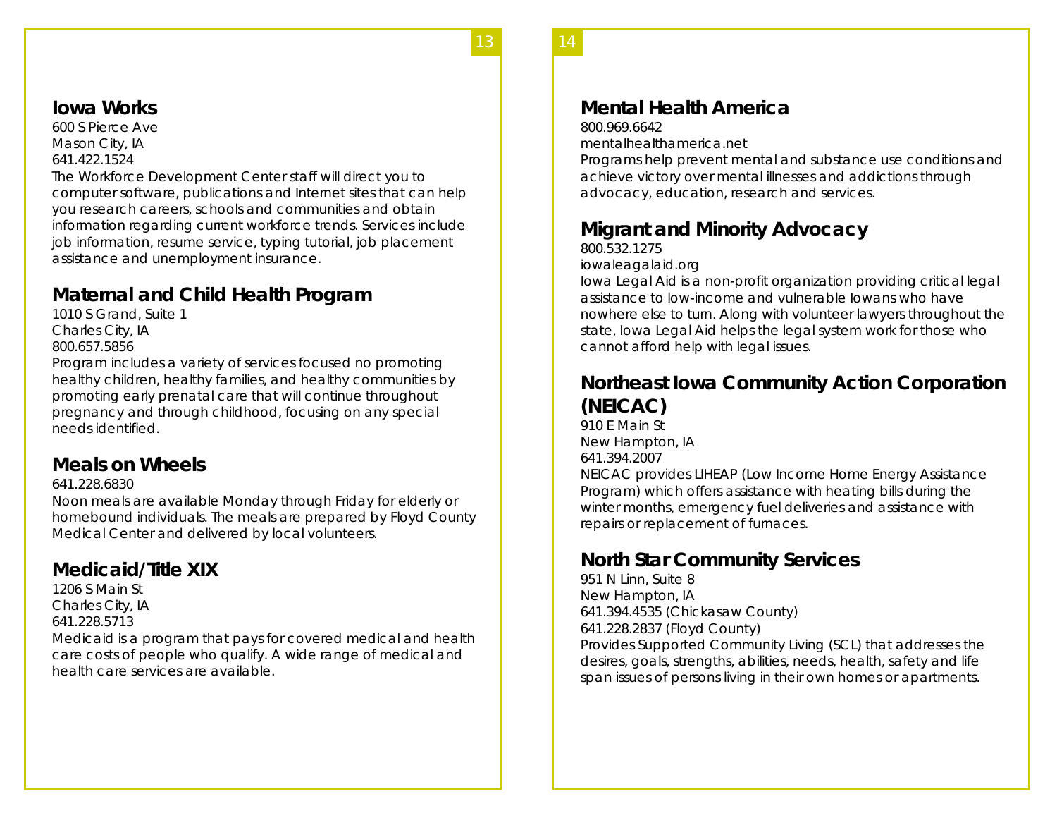## Iowa Works

600 S Pierce Ave
Mason City, IA
641.422.1524

The Workforce Development Center staff will direct you to computer software, publications and Internet sites that can help you research careers, schools and communities and obtain information regarding current workforce trends. Services include job information, resume service, typing tutorial, job placement assistance and unemployment insurance.

## Maternal and Child Health Program

1010 S Grand, Suite 1
Charles City, IA
800.657.5856

Program includes a variety of services focused no promoting healthy children, healthy families, and healthy communities by promoting early prenatal care that will continue throughout pregnancy and through childhood, focusing on any special needs identified.

## Meals on Wheels

641.228.6830

Noon meals are available Monday through Friday for elderly or homebound individuals. The meals are prepared by Floyd County Medical Center and delivered by local volunteers.

## Medicaid/Title XIX

1206 S Main St
Charles City, IA
641.228.5713

Medicaid is a program that pays for covered medical and health care costs of people who qualify. A wide range of medical and health care services are available.

## Mental Health America

800.969.6642
mentalhealthamerica.net

Programs help prevent mental and substance use conditions and achieve victory over mental illnesses and addictions through advocacy, education, research and services.

## Migrant and Minority Advocacy

800.532.1275
iowaleagalaid.org

Iowa Legal Aid is a non-profit organization providing critical legal assistance to low-income and vulnerable Iowans who have nowhere else to turn. Along with volunteer lawyers throughout the state, Iowa Legal Aid helps the legal system work for those who cannot afford help with legal issues.

## Northeast Iowa Community Action Corporation (NEICAC)

910 E Main St
New Hampton, IA
641.394.2007

NEICAC provides LIHEAP (Low Income Home Energy Assistance Program) which offers assistance with heating bills during the winter months, emergency fuel deliveries and assistance with repairs or replacement of furnaces.

## North Star Community Services

951 N Linn, Suite 8
New Hampton, IA
641.394.4535 (Chickasaw County)
641.228.2837 (Floyd County)

Provides Supported Community Living (SCL) that addresses the desires, goals, strengths, abilities, needs, health, safety and life span issues of persons living in their own homes or apartments.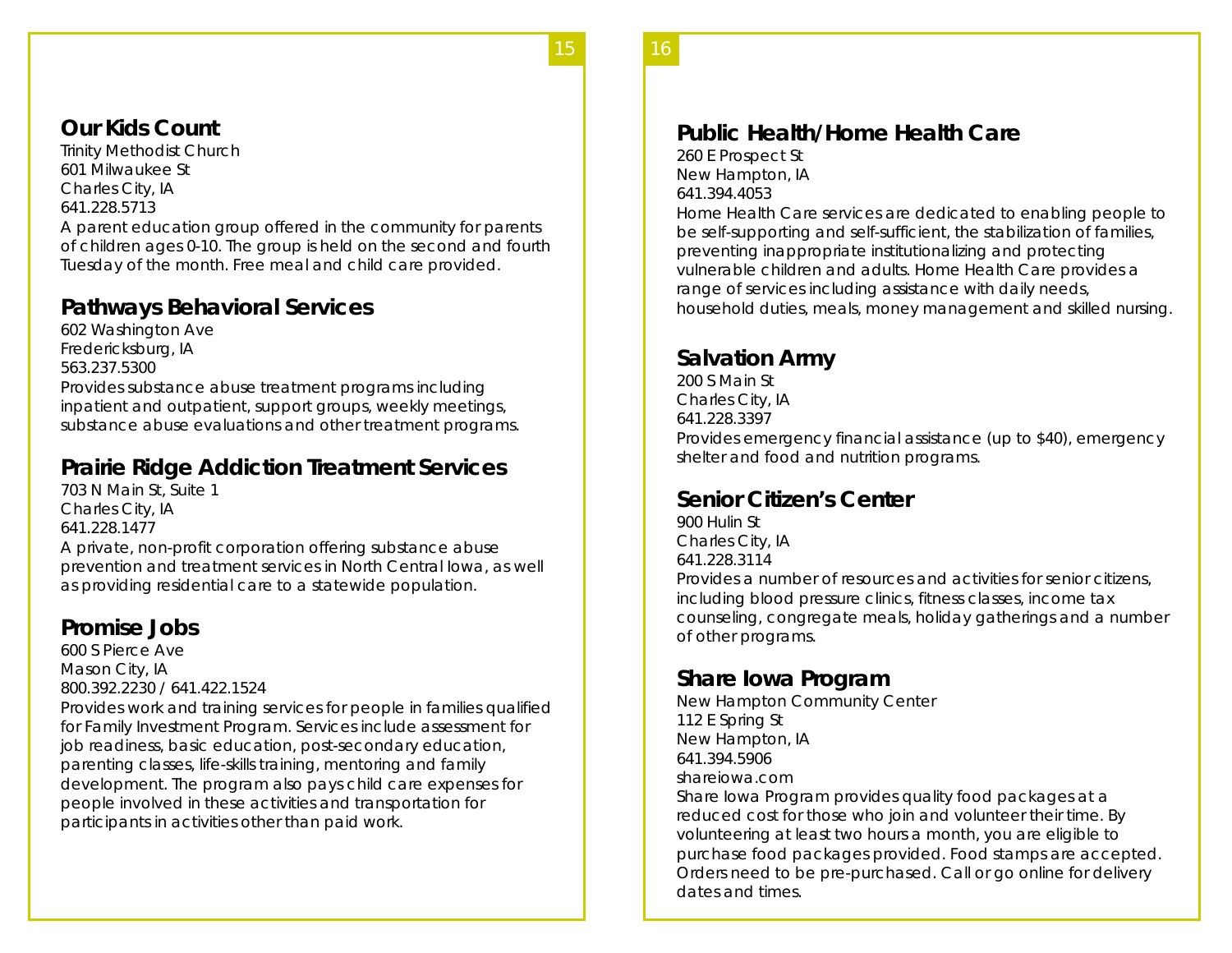## Our Kids Count

Trinity Methodist Church
601 Milwaukee St
Charles City, IA
641.228.5713

A parent education group offered in the community for parents of children ages 0-10. The group is held on the second and fourth Tuesday of the month. Free meal and child care provided.

## Pathways Behavioral Services

602 Washington Ave
Fredericksburg, IA
563.237.5300

Provides substance abuse treatment programs including inpatient and outpatient, support groups, weekly meetings, substance abuse evaluations and other treatment programs.

## Prairie Ridge Addiction Treatment Services

703 N Main St, Suite 1
Charles City, IA
641.228.1477

A private, non-profit corporation offering substance abuse prevention and treatment services in North Central Iowa, as well as providing residential care to a statewide population.

## Promise Jobs

600 S Pierce Ave
Mason City, IA
800.392.2230 / 641.422.1524

Provides work and training services for people in families qualified for Family Investment Program. Services include assessment for job readiness, basic education, post-secondary education, parenting classes, life-skills training, mentoring and family development. The program also pays child care expenses for people involved in these activities and transportation for participants in activities other than paid work.

## Public Health/Home Health Care

260 E Prospect St
New Hampton, IA
641.394.4053

Home Health Care services are dedicated to enabling people to be self-supporting and self-sufficient, the stabilization of families, preventing inappropriate institutionalizing and protecting vulnerable children and adults. Home Health Care provides a range of services including assistance with daily needs, household duties, meals, money management and skilled nursing.

## Salvation Army

200 S Main St
Charles City, IA
641.228.3397

Provides emergency financial assistance (up to $40), emergency shelter and food and nutrition programs.

## Senior Citizen's Center

900 Hulin St
Charles City, IA
641.228.3114

Provides a number of resources and activities for senior citizens, including blood pressure clinics, fitness classes, income tax counseling, congregate meals, holiday gatherings and a number of other programs.

## Share Iowa Program

New Hampton Community Center
112 E Spring St
New Hampton, IA
641.394.5906
shareiowa.com

Share Iowa Program provides quality food packages at a reduced cost for those who join and volunteer their time. By volunteering at least two hours a month, you are eligible to purchase food packages provided. Food stamps are accepted. Orders need to be pre-purchased. Call or go online for delivery dates and times.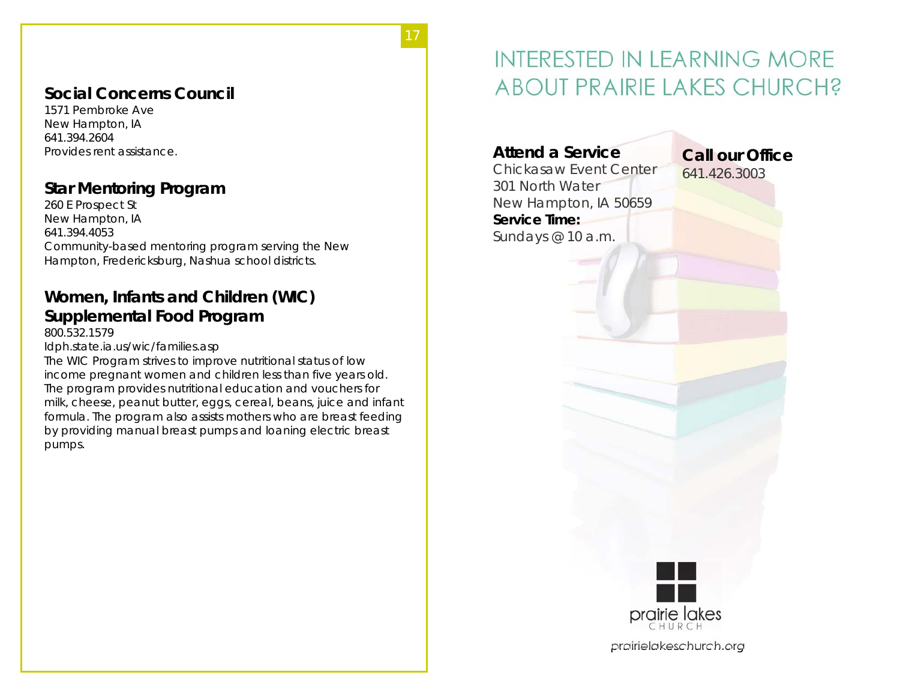### Social Concerns Council

1571 Pembroke Ave
New Hampton, IA
641.394.2604
Provides rent assistance.

### Star Mentoring Program

260 E Prospect St
New Hampton, IA
641.394.4053
Community-based mentoring program serving the New Hampton, Fredericksburg, Nashua school districts.

### Women, Infants and Children (WIC) Supplemental Food Program

800.532.1579
Idph.state.ia.us/wic/families.asp
The WIC Program strives to improve nutritional status of low income pregnant women and children less than five years old. The program provides nutritional education and vouchers for milk, cheese, peanut butter, eggs, cereal, beans, juice and infant formula. The program also assists mothers who are breast feeding by providing manual breast pumps and loaning electric breast pumps.

# INTERESTED IN LEARNING MORE ABOUT PRAIRIE LAKES CHURCH?

### Attend a Service

Chickasaw Event Center
301 North Water
New Hampton, IA 50659
**Service Time:**
Sundays @ 10 a.m.

### Call our Office

641.426.3003

prairie lakes CHURCH

prairielakeschurch.org